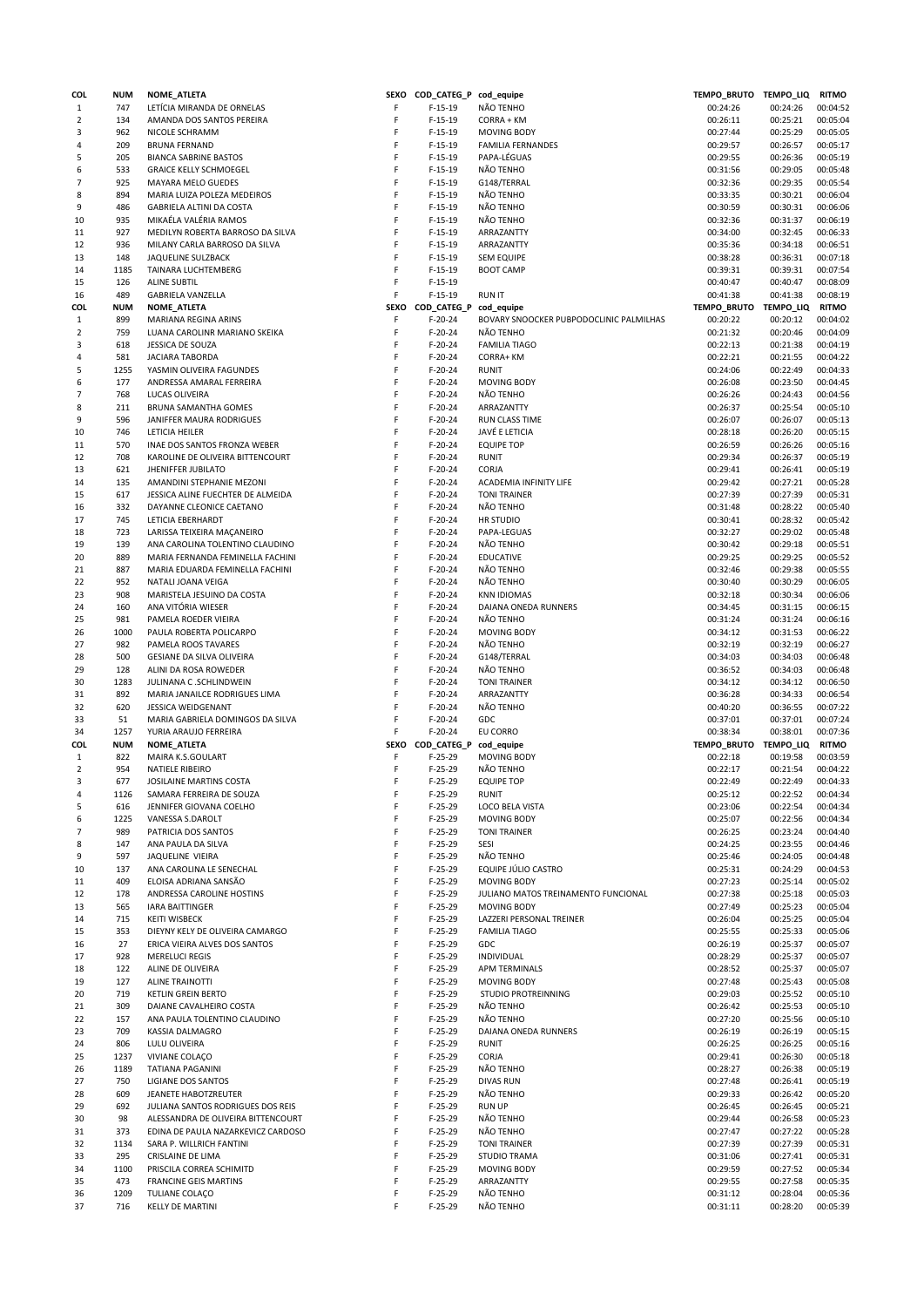| COL | NUM | NOME_ATLETA | SEXO | COD_CATEG_P | cod_equipe | TEMPO_BRUTO | TEMPO_LIQ | RITMO |
|---|---|---|---|---|---|---|---|---|
| 1 | 747 | LETÍCIA MIRANDA DE ORNELAS | F | F-15-19 | NÃO TENHO | 00:24:26 | 00:24:26 | 00:04:52 |
| 2 | 134 | AMANDA DOS SANTOS PEREIRA | F | F-15-19 | CORRA + KM | 00:26:11 | 00:25:21 | 00:05:04 |
| 3 | 962 | NICOLE SCHRAMM | F | F-15-19 | MOVING BODY | 00:27:44 | 00:25:29 | 00:05:05 |
| 4 | 209 | BRUNA FERNAND | F | F-15-19 | FAMILIA FERNANDES | 00:29:57 | 00:26:57 | 00:05:17 |
| 5 | 205 | BIANCA SABRINE BASTOS | F | F-15-19 | PAPA-LÉGUAS | 00:29:55 | 00:26:36 | 00:05:19 |
| 6 | 533 | GRAICE KELLY SCHMOEGEL | F | F-15-19 | NÃO TENHO | 00:31:56 | 00:29:05 | 00:05:48 |
| 7 | 925 | MAYARA MELO GUEDES | F | F-15-19 | G148/TERRAL | 00:32:36 | 00:29:35 | 00:05:54 |
| 8 | 894 | MARIA LUIZA POLEZA MEDEIROS | F | F-15-19 | NÃO TENHO | 00:33:35 | 00:30:21 | 00:06:04 |
| 9 | 486 | GABRIELA ALTINI DA COSTA | F | F-15-19 | NÃO TENHO | 00:30:59 | 00:30:31 | 00:06:06 |
| 10 | 935 | MIKAÉLA VALÉRIA RAMOS | F | F-15-19 | NÃO TENHO | 00:32:36 | 00:31:37 | 00:06:19 |
| 11 | 927 | MEDILYN ROBERTA BARROSO DA SILVA | F | F-15-19 | ARRAZANTTY | 00:34:00 | 00:32:45 | 00:06:33 |
| 12 | 936 | MILANY CARLA BARROSO DA SILVA | F | F-15-19 | ARRAZANTTY | 00:35:36 | 00:34:18 | 00:06:51 |
| 13 | 148 | JAQUELINE SULZBACK | F | F-15-19 | SEM EQUIPE | 00:38:28 | 00:36:31 | 00:07:18 |
| 14 | 1185 | TAINARA LUCHTEMBERG | F | F-15-19 | BOOT CAMP | 00:39:31 | 00:39:31 | 00:07:54 |
| 15 | 126 | ALINE SUBTIL | F | F-15-19 |  | 00:40:47 | 00:40:47 | 00:08:09 |
| 16 | 489 | GABRIELA VANZELLA | F | F-15-19 | RUN IT | 00:41:38 | 00:41:38 | 00:08:19 |
| COL | NUM | NOME_ATLETA | SEXO | COD_CATEG_P | cod_equipe | TEMPO_BRUTO | TEMPO_LIQ | RITMO |
| 1 | 899 | MARIANA REGINA ARINS | F | F-20-24 | BOVARY SNOOCKER PUBPODOCLINIC PALMILHAS | 00:20:22 | 00:20:12 | 00:04:02 |
| 2 | 759 | LUANA CAROLINR MARIANO SKEIKA | F | F-20-24 | NÃO TENHO | 00:21:32 | 00:20:46 | 00:04:09 |
| 3 | 618 | JESSICA DE SOUZA | F | F-20-24 | FAMILIA TIAGO | 00:22:13 | 00:21:38 | 00:04:19 |
| 4 | 581 | JACIARA TABORDA | F | F-20-24 | CORRA+ KM | 00:22:21 | 00:21:55 | 00:04:22 |
| 5 | 1255 | YASMIN OLIVEIRA FAGUNDES | F | F-20-24 | RUNIT | 00:24:06 | 00:22:49 | 00:04:33 |
| 6 | 177 | ANDRESSA AMARAL FERREIRA | F | F-20-24 | MOVING BODY | 00:26:08 | 00:23:50 | 00:04:45 |
| 7 | 768 | LUCAS OLIVEIRA | F | F-20-24 | NÃO TENHO | 00:26:26 | 00:24:43 | 00:04:56 |
| 8 | 211 | BRUNA SAMANTHA GOMES | F | F-20-24 | ARRAZANTTY | 00:26:37 | 00:25:54 | 00:05:10 |
| 9 | 596 | JANIFFER MAURA RODRIGUES | F | F-20-24 | RUN CLASS TIME | 00:26:07 | 00:26:07 | 00:05:13 |
| 10 | 746 | LETICIA HEILER | F | F-20-24 | JAVÉ E LETICIA | 00:28:18 | 00:26:20 | 00:05:15 |
| 11 | 570 | INAE DOS SANTOS FRONZA WEBER | F | F-20-24 | EQUIPE TOP | 00:26:59 | 00:26:26 | 00:05:16 |
| 12 | 708 | KAROLINE DE OLIVEIRA BITTENCOURT | F | F-20-24 | RUNIT | 00:29:34 | 00:26:37 | 00:05:19 |
| 13 | 621 | JHENIFFER JUBILATO | F | F-20-24 | CORJA | 00:29:41 | 00:26:41 | 00:05:19 |
| 14 | 135 | AMANDINI STEPHANIE MEZONI | F | F-20-24 | ACADEMIA INFINITY LIFE | 00:29:42 | 00:27:21 | 00:05:28 |
| 15 | 617 | JESSICA ALINE FUECHTER DE ALMEIDA | F | F-20-24 | TONI TRAINER | 00:27:39 | 00:27:39 | 00:05:31 |
| 16 | 332 | DAYANNE CLEONICE CAETANO | F | F-20-24 | NÃO TENHO | 00:31:48 | 00:28:22 | 00:05:40 |
| 17 | 745 | LETICIA EBERHARDT | F | F-20-24 | HR STUDIO | 00:30:41 | 00:28:32 | 00:05:42 |
| 18 | 723 | LARISSA TEIXEIRA MAÇANEIRO | F | F-20-24 | PAPA-LEGUAS | 00:32:27 | 00:29:02 | 00:05:48 |
| 19 | 139 | ANA CAROLINA TOLENTINO CLAUDINO | F | F-20-24 | NÃO TENHO | 00:30:42 | 00:29:18 | 00:05:51 |
| 20 | 889 | MARIA FERNANDA FEMINELLA FACHINI | F | F-20-24 | EDUCATIVE | 00:29:25 | 00:29:25 | 00:05:52 |
| 21 | 887 | MARIA EDUARDA FEMINELLA FACHINI | F | F-20-24 | NÃO TENHO | 00:32:46 | 00:29:38 | 00:05:55 |
| 22 | 952 | NATALI JOANA VEIGA | F | F-20-24 | NÃO TENHO | 00:30:40 | 00:30:29 | 00:06:05 |
| 23 | 908 | MARISTELA JESUINO DA COSTA | F | F-20-24 | KNN IDIOMAS | 00:32:18 | 00:30:34 | 00:06:06 |
| 24 | 160 | ANA VITÓRIA WIESER | F | F-20-24 | DAIANA ONEDA RUNNERS | 00:34:45 | 00:31:15 | 00:06:15 |
| 25 | 981 | PAMELA ROEDER VIEIRA | F | F-20-24 | NÃO TENHO | 00:31:24 | 00:31:24 | 00:06:16 |
| 26 | 1000 | PAULA ROBERTA POLICARPO | F | F-20-24 | MOVING BODY | 00:34:12 | 00:31:53 | 00:06:22 |
| 27 | 982 | PAMELA ROOS TAVARES | F | F-20-24 | NÃO TENHO | 00:32:19 | 00:32:19 | 00:06:27 |
| 28 | 500 | GESIANE DA SILVA OLIVEIRA | F | F-20-24 | G148/TERRAL | 00:34:03 | 00:34:03 | 00:06:48 |
| 29 | 128 | ALINI DA ROSA ROWEDER | F | F-20-24 | NÃO TENHO | 00:36:52 | 00:34:03 | 00:06:48 |
| 30 | 1283 | JULINANA C .SCHLINDWEIN | F | F-20-24 | TONI TRAINER | 00:34:12 | 00:34:12 | 00:06:50 |
| 31 | 892 | MARIA JANAILCE RODRIGUES LIMA | F | F-20-24 | ARRAZANTTY | 00:36:28 | 00:34:33 | 00:06:54 |
| 32 | 620 | JESSICA WEIDGENANT | F | F-20-24 | NÃO TENHO | 00:40:20 | 00:36:55 | 00:07:22 |
| 33 | 51 | MARIA GABRIELA DOMINGOS DA SILVA | F | F-20-24 | GDC | 00:37:01 | 00:37:01 | 00:07:24 |
| 34 | 1257 | YURIA ARAUJO FERREIRA | F | F-20-24 | EU CORRO | 00:38:34 | 00:38:01 | 00:07:36 |
| COL | NUM | NOME_ATLETA | SEXO | COD_CATEG_P | cod_equipe | TEMPO_BRUTO | TEMPO_LIQ | RITMO |
| 1 | 822 | MAIRA K.S.GOULART | F | F-25-29 | MOVING BODY | 00:22:18 | 00:19:58 | 00:03:59 |
| 2 | 954 | NATIELE RIBEIRO | F | F-25-29 | NÃO TENHO | 00:22:17 | 00:21:54 | 00:04:22 |
| 3 | 677 | JOSILAINE MARTINS COSTA | F | F-25-29 | EQUIPE TOP | 00:22:49 | 00:22:49 | 00:04:33 |
| 4 | 1126 | SAMARA FERREIRA DE SOUZA | F | F-25-29 | RUNIT | 00:25:12 | 00:22:52 | 00:04:34 |
| 5 | 616 | JENNIFER GIOVANA COELHO | F | F-25-29 | LOCO BELA VISTA | 00:23:06 | 00:22:54 | 00:04:34 |
| 6 | 1225 | VANESSA S.DAROLT | F | F-25-29 | MOVING BODY | 00:25:07 | 00:22:56 | 00:04:34 |
| 7 | 989 | PATRICIA DOS SANTOS | F | F-25-29 | TONI TRAINER | 00:26:25 | 00:23:24 | 00:04:40 |
| 8 | 147 | ANA PAULA DA SILVA | F | F-25-29 | SESI | 00:24:25 | 00:23:55 | 00:04:46 |
| 9 | 597 | JAQUELINE VIEIRA | F | F-25-29 | NÃO TENHO | 00:25:46 | 00:24:05 | 00:04:48 |
| 10 | 137 | ANA CAROLINA LE SENECHAL | F | F-25-29 | EQUIPE JÚLIO CASTRO | 00:25:31 | 00:24:29 | 00:04:53 |
| 11 | 409 | ELOISA ADRIANA SANSÃO | F | F-25-29 | MOVING BODY | 00:27:23 | 00:25:14 | 00:05:02 |
| 12 | 178 | ANDRESSA CAROLINE HOSTINS | F | F-25-29 | JULIANO MATOS TREINAMENTO FUNCIONAL | 00:27:38 | 00:25:18 | 00:05:03 |
| 13 | 565 | IARA BAITTINGER | F | F-25-29 | MOVING BODY | 00:27:49 | 00:25:23 | 00:05:04 |
| 14 | 715 | KEITI WISBECK | F | F-25-29 | LAZZERI PERSONAL TREINER | 00:26:04 | 00:25:25 | 00:05:04 |
| 15 | 353 | DIEYNY KELY DE OLIVEIRA CAMARGO | F | F-25-29 | FAMILIA TIAGO | 00:25:55 | 00:25:33 | 00:05:06 |
| 16 | 27 | ERICA VIEIRA ALVES DOS SANTOS | F | F-25-29 | GDC | 00:26:19 | 00:25:37 | 00:05:07 |
| 17 | 928 | MERELUCI REGIS | F | F-25-29 | INDIVIDUAL | 00:28:29 | 00:25:37 | 00:05:07 |
| 18 | 122 | ALINE DE OLIVEIRA | F | F-25-29 | APM TERMINALS | 00:28:52 | 00:25:37 | 00:05:07 |
| 19 | 127 | ALINE TRAINOTTI | F | F-25-29 | MOVING BODY | 00:27:48 | 00:25:43 | 00:05:08 |
| 20 | 719 | KETLIN GREIN BERTO | F | F-25-29 | STUDIO PROTREINNING | 00:29:03 | 00:25:52 | 00:05:10 |
| 21 | 309 | DAIANE CAVALHEIRO COSTA | F | F-25-29 | NÃO TENHO | 00:26:42 | 00:25:53 | 00:05:10 |
| 22 | 157 | ANA PAULA TOLENTINO CLAUDINO | F | F-25-29 | NÃO TENHO | 00:27:20 | 00:25:56 | 00:05:10 |
| 23 | 709 | KASSIA DALMAGRO | F | F-25-29 | DAIANA ONEDA RUNNERS | 00:26:19 | 00:26:19 | 00:05:15 |
| 24 | 806 | LULU OLIVEIRA | F | F-25-29 | RUNIT | 00:26:25 | 00:26:25 | 00:05:16 |
| 25 | 1237 | VIVIANE COLAÇO | F | F-25-29 | CORJA | 00:29:41 | 00:26:30 | 00:05:18 |
| 26 | 1189 | TATIANA PAGANINI | F | F-25-29 | NÃO TENHO | 00:28:27 | 00:26:38 | 00:05:19 |
| 27 | 750 | LIGIANE DOS SANTOS | F | F-25-29 | DIVAS RUN | 00:27:48 | 00:26:41 | 00:05:19 |
| 28 | 609 | JEANETE HABOTZREUTER | F | F-25-29 | NÃO TENHO | 00:29:33 | 00:26:42 | 00:05:20 |
| 29 | 692 | JULIANA SANTOS RODRIGUES DOS REIS | F | F-25-29 | RUN UP | 00:26:45 | 00:26:45 | 00:05:21 |
| 30 | 98 | ALESSANDRA DE OLIVEIRA BITTENCOURT | F | F-25-29 | NÃO TENHO | 00:29:44 | 00:26:58 | 00:05:23 |
| 31 | 373 | EDINA DE PAULA NAZARKEVICZ CARDOSO | F | F-25-29 | NÃO TENHO | 00:27:47 | 00:27:22 | 00:05:28 |
| 32 | 1134 | SARA P. WILLRICH FANTINI | F | F-25-29 | TONI TRAINER | 00:27:39 | 00:27:39 | 00:05:31 |
| 33 | 295 | CRISLAINE DE LIMA | F | F-25-29 | STUDIO TRAMA | 00:31:06 | 00:27:41 | 00:05:31 |
| 34 | 1100 | PRISCILA CORREA SCHIMITD | F | F-25-29 | MOVING BODY | 00:29:59 | 00:27:52 | 00:05:34 |
| 35 | 473 | FRANCINE GEIS MARTINS | F | F-25-29 | ARRAZANTTY | 00:29:55 | 00:27:58 | 00:05:35 |
| 36 | 1209 | TULIANE COLAÇO | F | F-25-29 | NÃO TENHO | 00:31:12 | 00:28:04 | 00:05:36 |
| 37 | 716 | KELLY DE MARTINI | F | F-25-29 | NÃO TENHO | 00:31:11 | 00:28:20 | 00:05:39 |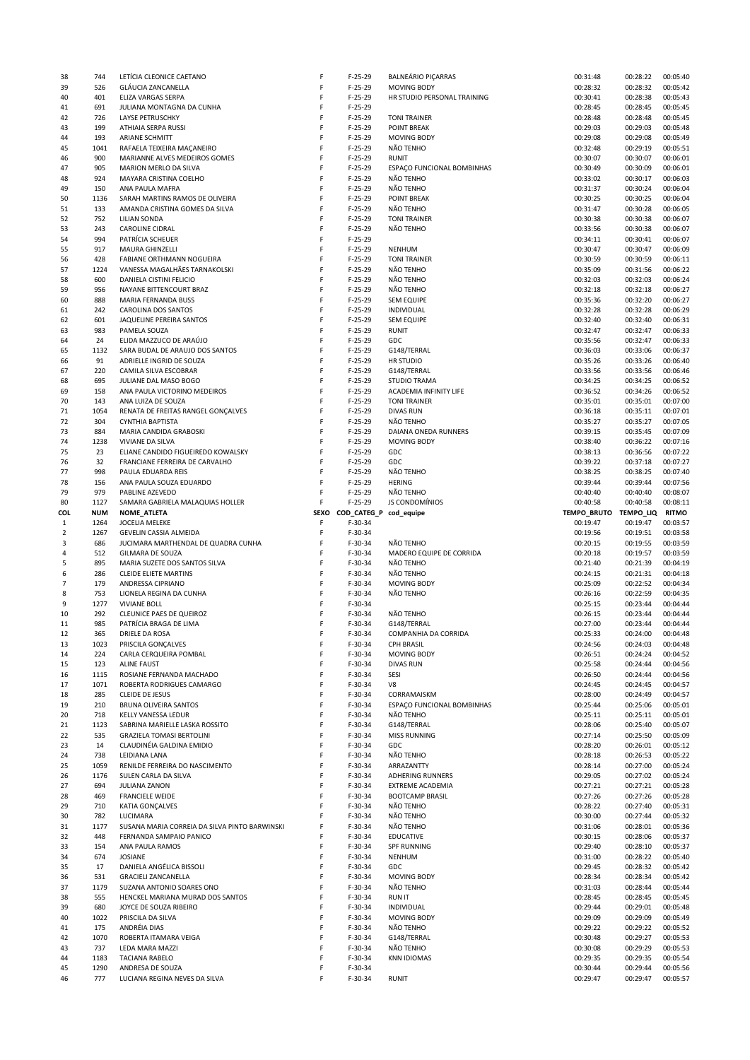| COL | NUM | NOME_ATLETA | SEXO | COD_CATEG_P | cod_equipe | TEMPO_BRUTO | TEMPO_LIQ | RITMO |
|---|---|---|---|---|---|---|---|---|
| 38 | 744 | LETÍCIA CLEONICE CAETANO | F | F-25-29 | BALNEÁRIO PIÇARRAS | 00:31:48 | 00:28:22 | 00:05:40 |
| 39 | 526 | GLÁUCIA ZANCANELLA | F | F-25-29 | MOVING BODY | 00:28:32 | 00:28:32 | 00:05:42 |
| 40 | 401 | ELIZA VARGAS SERPA | F | F-25-29 | HR STUDIO PERSONAL TRAINING | 00:30:41 | 00:28:38 | 00:05:43 |
| 41 | 691 | JULIANA MONTAGNA DA CUNHA | F | F-25-29 | | 00:28:45 | 00:28:45 | 00:05:45 |
| 42 | 726 | LAYSE PETRUSCHKY | F | F-25-29 | TONI TRAINER | 00:28:48 | 00:28:48 | 00:05:45 |
| 43 | 199 | ATHIAIA SERPA RUSSI | F | F-25-29 | POINT BREAK | 00:29:03 | 00:29:03 | 00:05:48 |
| 44 | 193 | ARIANE SCHMITT | F | F-25-29 | MOVING BODY | 00:29:08 | 00:29:08 | 00:05:49 |
| 45 | 1041 | RAFAELA TEIXEIRA MAÇANEIRO | F | F-25-29 | NÃO TENHO | 00:32:48 | 00:29:19 | 00:05:51 |
| 46 | 900 | MARIANNE ALVES MEDEIROS GOMES | F | F-25-29 | RUNIT | 00:30:07 | 00:30:07 | 00:06:01 |
| 47 | 905 | MARION MERLO DA SILVA | F | F-25-29 | ESPAÇO FUNCIONAL BOMBINHAS | 00:30:49 | 00:30:09 | 00:06:01 |
| 48 | 924 | MAYARA CRISTINA COELHO | F | F-25-29 | NÃO TENHO | 00:33:02 | 00:30:17 | 00:06:03 |
| 49 | 150 | ANA PAULA MAFRA | F | F-25-29 | NÃO TENHO | 00:31:37 | 00:30:24 | 00:06:04 |
| 50 | 1136 | SARAH MARTINS RAMOS DE OLIVEIRA | F | F-25-29 | POINT BREAK | 00:30:25 | 00:30:25 | 00:06:04 |
| 51 | 133 | AMANDA CRISTINA GOMES DA SILVA | F | F-25-29 | NÃO TENHO | 00:31:47 | 00:30:28 | 00:06:05 |
| 52 | 752 | LILIAN SONDA | F | F-25-29 | TONI TRAINER | 00:30:38 | 00:30:38 | 00:06:07 |
| 53 | 243 | CAROLINE CIDRAL | F | F-25-29 | NÃO TENHO | 00:33:56 | 00:30:38 | 00:06:07 |
| 54 | 994 | PATRÍCIA SCHEUER | F | F-25-29 | | 00:34:11 | 00:30:41 | 00:06:07 |
| 55 | 917 | MAURA GHINZELLI | F | F-25-29 | NENHUM | 00:30:47 | 00:30:47 | 00:06:09 |
| 56 | 428 | FABIANE ORTHMANN NOGUEIRA | F | F-25-29 | TONI TRAINER | 00:30:59 | 00:30:59 | 00:06:11 |
| 57 | 1224 | VANESSA MAGALHÃES TARNAKOLSKI | F | F-25-29 | NÃO TENHO | 00:35:09 | 00:31:56 | 00:06:22 |
| 58 | 600 | DANIELA CISTINI FELICIO | F | F-25-29 | NÃO TENHO | 00:32:03 | 00:32:03 | 00:06:24 |
| 59 | 956 | NAYANE BITTENCOURT BRAZ | F | F-25-29 | NÃO TENHO | 00:32:18 | 00:32:18 | 00:06:27 |
| 60 | 888 | MARIA FERNANDA BUSS | F | F-25-29 | SEM EQUIPE | 00:35:36 | 00:32:20 | 00:06:27 |
| 61 | 242 | CAROLINA DOS SANTOS | F | F-25-29 | INDIVIDUAL | 00:32:28 | 00:32:28 | 00:06:29 |
| 62 | 601 | JAQUELINE PEREIRA SANTOS | F | F-25-29 | SEM EQUIPE | 00:32:40 | 00:32:40 | 00:06:31 |
| 63 | 983 | PAMELA SOUZA | F | F-25-29 | RUNIT | 00:32:47 | 00:32:47 | 00:06:33 |
| 64 | 24 | ELIDA MAZZUCO DE ARAÚJO | F | F-25-29 | GDC | 00:35:56 | 00:32:47 | 00:06:33 |
| 65 | 1132 | SARA BUDAL DE ARAUJO DOS SANTOS | F | F-25-29 | G148/TERRAL | 00:36:03 | 00:33:06 | 00:06:37 |
| 66 | 91 | ADRIELLE INGRID DE SOUZA | F | F-25-29 | HR STUDIO | 00:35:26 | 00:33:26 | 00:06:40 |
| 67 | 220 | CAMILA SILVA ESCOBRAR | F | F-25-29 | G148/TERRAL | 00:33:56 | 00:33:56 | 00:06:46 |
| 68 | 695 | JULIANE DAL MASO BOGO | F | F-25-29 | STUDIO TRAMA | 00:34:25 | 00:34:25 | 00:06:52 |
| 69 | 158 | ANA PAULA VICTORINO MEDEIROS | F | F-25-29 | ACADEMIA INFINITY LIFE | 00:36:52 | 00:34:26 | 00:06:52 |
| 70 | 143 | ANA LUIZA DE SOUZA | F | F-25-29 | TONI TRAINER | 00:35:01 | 00:35:01 | 00:07:00 |
| 71 | 1054 | RENATA DE FREITAS RANGEL GONÇALVES | F | F-25-29 | DIVAS RUN | 00:36:18 | 00:35:11 | 00:07:01 |
| 72 | 304 | CYNTHIA BAPTISTA | F | F-25-29 | NÃO TENHO | 00:35:27 | 00:35:27 | 00:07:05 |
| 73 | 884 | MARIA CANDIDA GRABOSKI | F | F-25-29 | DAIANA ONEDA RUNNERS | 00:39:15 | 00:35:45 | 00:07:09 |
| 74 | 1238 | VIVIANE DA SILVA | F | F-25-29 | MOVING BODY | 00:38:40 | 00:36:22 | 00:07:16 |
| 75 | 23 | ELIANE CANDIDO FIGUEIREDO KOWALSKY | F | F-25-29 | GDC | 00:38:13 | 00:36:56 | 00:07:22 |
| 76 | 32 | FRANCIANE FERREIRA DE CARVALHO | F | F-25-29 | GDC | 00:39:22 | 00:37:18 | 00:07:27 |
| 77 | 998 | PAULA EDUARDA REIS | F | F-25-29 | NÃO TENHO | 00:38:25 | 00:38:25 | 00:07:40 |
| 78 | 156 | ANA PAULA SOUZA EDUARDO | F | F-25-29 | HERING | 00:39:44 | 00:39:44 | 00:07:56 |
| 79 | 979 | PABLINE AZEVEDO | F | F-25-29 | NÃO TENHO | 00:40:40 | 00:40:40 | 00:08:07 |
| 80 | 1127 | SAMARA GABRIELA MALAQUIAS HOLLER | F | F-25-29 | JS CONDOMÍNIOS | 00:40:58 | 00:40:58 | 00:08:11 |

| COL | NUM | NOME_ATLETA | SEXO | COD_CATEG_P | cod_equipe | TEMPO_BRUTO | TEMPO_LIQ | RITMO |
|---|---|---|---|---|---|---|---|---|
| 1 | 1264 | JOCELIA MELEKE | F | F-30-34 | | 00:19:47 | 00:19:47 | 00:03:57 |
| 2 | 1267 | GEVELIN CASSIA ALMEIDA | F | F-30-34 | | 00:19:56 | 00:19:51 | 00:03:58 |
| 3 | 686 | JUCIMARA MARTHENDAL DE QUADRA CUNHA | F | F-30-34 | NÃO TENHO | 00:20:15 | 00:19:55 | 00:03:59 |
| 4 | 512 | GILMARA DE SOUZA | F | F-30-34 | MADERO EQUIPE DE CORRIDA | 00:20:18 | 00:19:57 | 00:03:59 |
| 5 | 895 | MARIA SUZETE DOS SANTOS SILVA | F | F-30-34 | NÃO TENHO | 00:21:40 | 00:21:39 | 00:04:19 |
| 6 | 286 | CLEIDE ELIETE MARTINS | F | F-30-34 | NÃO TENHO | 00:24:15 | 00:21:31 | 00:04:18 |
| 7 | 179 | ANDRESSA CIPRIANO | F | F-30-34 | MOVING BODY | 00:25:09 | 00:22:52 | 00:04:34 |
| 8 | 753 | LIONELA REGINA DA CUNHA | F | F-30-34 | NÃO TENHO | 00:26:16 | 00:22:59 | 00:04:35 |
| 9 | 1277 | VIVIANE BOLL | F | F-30-34 | | 00:25:15 | 00:23:44 | 00:04:44 |
| 10 | 292 | CLEUNICE PAES DE QUEIROZ | F | F-30-34 | NÃO TENHO | 00:26:15 | 00:23:44 | 00:04:44 |
| 11 | 985 | PATRÍCIA BRAGA DE LIMA | F | F-30-34 | G148/TERRAL | 00:27:00 | 00:23:44 | 00:04:44 |
| 12 | 365 | DRIELE DA ROSA | F | F-30-34 | COMPANHIA DA CORRIDA | 00:25:33 | 00:24:00 | 00:04:48 |
| 13 | 1023 | PRISCILA GONÇALVES | F | F-30-34 | CPH BRASIL | 00:24:56 | 00:24:03 | 00:04:48 |
| 14 | 224 | CARLA CERQUEIRA POMBAL | F | F-30-34 | MOVING BODY | 00:26:51 | 00:24:24 | 00:04:52 |
| 15 | 123 | ALINE FAUST | F | F-30-34 | DIVAS RUN | 00:25:58 | 00:24:44 | 00:04:56 |
| 16 | 1115 | ROSIANE FERNANDA MACHADO | F | F-30-34 | SESI | 00:26:50 | 00:24:44 | 00:04:56 |
| 17 | 1071 | ROBERTA RODRIGUES CAMARGO | F | F-30-34 | V8 | 00:24:45 | 00:24:45 | 00:04:57 |
| 18 | 285 | CLEIDE DE JESUS | F | F-30-34 | CORRAMAISKM | 00:28:00 | 00:24:49 | 00:04:57 |
| 19 | 210 | BRUNA OLIVEIRA SANTOS | F | F-30-34 | ESPAÇO FUNCIONAL BOMBINHAS | 00:25:44 | 00:25:06 | 00:05:01 |
| 20 | 718 | KELLY VANESSA LEDUR | F | F-30-34 | NÃO TENHO | 00:25:11 | 00:25:11 | 00:05:01 |
| 21 | 1123 | SABRINA MARIELLE LASKA ROSSITO | F | F-30-34 | G148/TERRAL | 00:28:06 | 00:25:40 | 00:05:07 |
| 22 | 535 | GRAZIELA TOMASI BERTOLINI | F | F-30-34 | MISS RUNNING | 00:27:14 | 00:25:50 | 00:05:09 |
| 23 | 14 | CLAUDINÉIA GALDINA EMIDIO | F | F-30-34 | GDC | 00:28:20 | 00:26:01 | 00:05:12 |
| 24 | 738 | LEIDIANA LANA | F | F-30-34 | NÃO TENHO | 00:28:18 | 00:26:53 | 00:05:22 |
| 25 | 1059 | RENILDE FERREIRA DO NASCIMENTO | F | F-30-34 | ARRAZANTTY | 00:28:14 | 00:27:00 | 00:05:24 |
| 26 | 1176 | SULEN CARLA DA SILVA | F | F-30-34 | ADHERING RUNNERS | 00:29:05 | 00:27:02 | 00:05:24 |
| 27 | 694 | JULIANA ZANON | F | F-30-34 | EXTREME ACADEMIA | 00:27:21 | 00:27:21 | 00:05:28 |
| 28 | 469 | FRANCIELE WEIDE | F | F-30-34 | BOOTCAMP BRASIL | 00:27:26 | 00:27:26 | 00:05:28 |
| 29 | 710 | KATIA GONÇALVES | F | F-30-34 | NÃO TENHO | 00:28:22 | 00:27:40 | 00:05:31 |
| 30 | 782 | LUCIMARA | F | F-30-34 | NÃO TENHO | 00:30:00 | 00:27:44 | 00:05:32 |
| 31 | 1177 | SUSANA MARIA CORREIA DA SILVA PINTO BARWINSKI | F | F-30-34 | NÃO TENHO | 00:31:06 | 00:28:01 | 00:05:36 |
| 32 | 448 | FERNANDA SAMPAIO PANICO | F | F-30-34 | EDUCATIVE | 00:30:15 | 00:28:06 | 00:05:37 |
| 33 | 154 | ANA PAULA RAMOS | F | F-30-34 | SPF RUNNING | 00:29:40 | 00:28:10 | 00:05:37 |
| 34 | 674 | JOSIANE | F | F-30-34 | NENHUM | 00:31:00 | 00:28:22 | 00:05:40 |
| 35 | 17 | DANIELA ANGÉLICA BISSOLI | F | F-30-34 | GDC | 00:29:45 | 00:28:32 | 00:05:42 |
| 36 | 531 | GRACIELI ZANCANELLA | F | F-30-34 | MOVING BODY | 00:28:34 | 00:28:34 | 00:05:42 |
| 37 | 1179 | SUZANA ANTONIO SOARES ONO | F | F-30-34 | NÃO TENHO | 00:31:03 | 00:28:44 | 00:05:44 |
| 38 | 555 | HENCKEL MARIANA MURAD DOS SANTOS | F | F-30-34 | RUN IT | 00:28:45 | 00:28:45 | 00:05:45 |
| 39 | 680 | JOYCE DE SOUZA RIBEIRO | F | F-30-34 | INDIVIDUAL | 00:29:44 | 00:29:01 | 00:05:48 |
| 40 | 1022 | PRISCILA DA SILVA | F | F-30-34 | MOVING BODY | 00:29:09 | 00:29:09 | 00:05:49 |
| 41 | 175 | ANDRÉIA DIAS | F | F-30-34 | NÃO TENHO | 00:29:22 | 00:29:22 | 00:05:52 |
| 42 | 1070 | ROBERTA ITAMARA VEIGA | F | F-30-34 | G148/TERRAL | 00:30:48 | 00:29:27 | 00:05:53 |
| 43 | 737 | LEDA MARA MAZZI | F | F-30-34 | NÃO TENHO | 00:30:08 | 00:29:29 | 00:05:53 |
| 44 | 1183 | TACIANA RABELO | F | F-30-34 | KNN IDIOMAS | 00:29:35 | 00:29:35 | 00:05:54 |
| 45 | 1290 | ANDRESA DE SOUZA | F | F-30-34 | | 00:30:44 | 00:29:44 | 00:05:56 |
| 46 | 777 | LUCIANA REGINA NEVES DA SILVA | F | F-30-34 | RUNIT | 00:29:47 | 00:29:47 | 00:05:57 |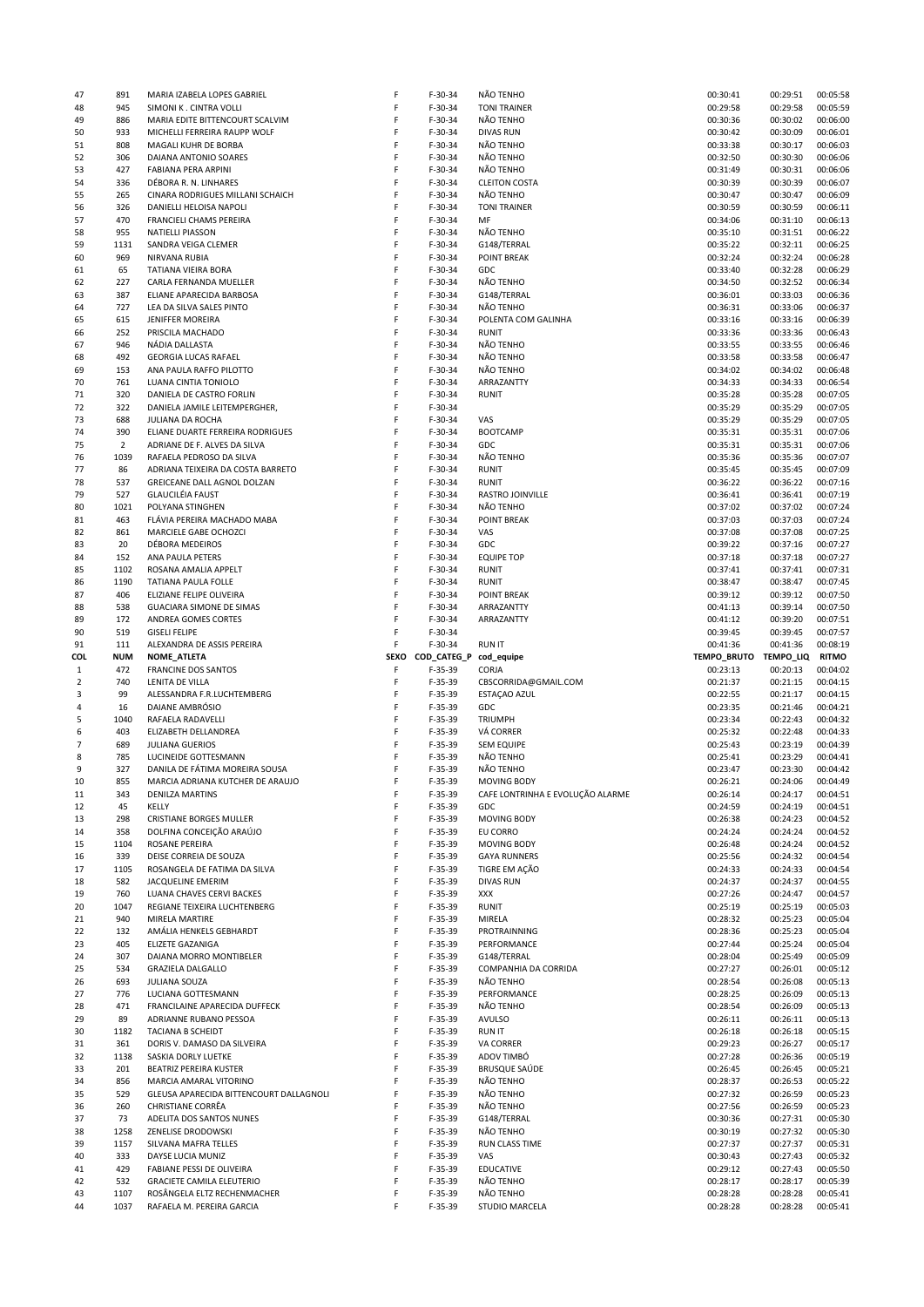| 47 | 891 | MARIA IZABELA LOPES GABRIEL | F | F-30-34 | NÃO TENHO | 00:30:41 | 00:29:51 | 00:05:58 |
|---|---|---|---|---|---|---|---|---|
| 48 | 945 | SIMONI K . CINTRA VOLLI | F | F-30-34 | TONI TRAINER | 00:29:58 | 00:29:58 | 00:05:59 |
| 49 | 886 | MARIA EDITE BITTENCOURT SCALVIM | F | F-30-34 | NÃO TENHO | 00:30:36 | 00:30:02 | 00:06:00 |
| 50 | 933 | MICHELLI FERREIRA RAUPP WOLF | F | F-30-34 | DIVAS RUN | 00:30:42 | 00:30:09 | 00:06:01 |
| 51 | 808 | MAGALI KUHR DE BORBA | F | F-30-34 | NÃO TENHO | 00:33:38 | 00:30:17 | 00:06:03 |
| 52 | 306 | DAIANA ANTONIO SOARES | F | F-30-34 | NÃO TENHO | 00:32:50 | 00:30:30 | 00:06:06 |
| 53 | 427 | FABIANA PERA ARPINI | F | F-30-34 | NÃO TENHO | 00:31:49 | 00:30:31 | 00:06:06 |
| 54 | 336 | DÉBORA R. N. LINHARES | F | F-30-34 | CLEITON COSTA | 00:30:39 | 00:30:39 | 00:06:07 |
| 55 | 265 | CINARA RODRIGUES MILLANI SCHAICH | F | F-30-34 | NÃO TENHO | 00:30:47 | 00:30:47 | 00:06:09 |
| 56 | 326 | DANIELLI HELOISA NAPOLI | F | F-30-34 | TONI TRAINER | 00:30:59 | 00:30:59 | 00:06:11 |
| 57 | 470 | FRANCIELI CHAMS PEREIRA | F | F-30-34 | MF | 00:34:06 | 00:31:10 | 00:06:13 |
| 58 | 955 | NATIELLI PIASSON | F | F-30-34 | NÃO TENHO | 00:35:10 | 00:31:51 | 00:06:22 |
| 59 | 1131 | SANDRA VEIGA CLEMER | F | F-30-34 | G148/TERRAL | 00:35:22 | 00:32:11 | 00:06:25 |
| 60 | 969 | NIRVANA RUBIA | F | F-30-34 | POINT BREAK | 00:32:24 | 00:32:24 | 00:06:28 |
| 61 | 65 | TATIANA VIEIRA BORA | F | F-30-34 | GDC | 00:33:40 | 00:32:28 | 00:06:29 |
| 62 | 227 | CARLA FERNANDA MUELLER | F | F-30-34 | NÃO TENHO | 00:34:50 | 00:32:52 | 00:06:34 |
| 63 | 387 | ELIANE APARECIDA BARBOSA | F | F-30-34 | G148/TERRAL | 00:36:01 | 00:33:03 | 00:06:36 |
| 64 | 727 | LEA DA SILVA SALES PINTO | F | F-30-34 | NÃO TENHO | 00:36:31 | 00:33:06 | 00:06:37 |
| 65 | 615 | JENIFFER MOREIRA | F | F-30-34 | POLENTA COM GALINHA | 00:33:16 | 00:33:16 | 00:06:39 |
| 66 | 252 | PRISCILA MACHADO | F | F-30-34 | RUNIT | 00:33:36 | 00:33:36 | 00:06:43 |
| 67 | 946 | NÁDIA DALLASTA | F | F-30-34 | NÃO TENHO | 00:33:55 | 00:33:55 | 00:06:46 |
| 68 | 492 | GEORGIA LUCAS RAFAEL | F | F-30-34 | NÃO TENHO | 00:33:58 | 00:33:58 | 00:06:47 |
| 69 | 153 | ANA PAULA RAFFO PILOTTO | F | F-30-34 | NÃO TENHO | 00:34:02 | 00:34:02 | 00:06:48 |
| 70 | 761 | LUANA CINTIA TONIOLO | F | F-30-34 | ARRAZANTTY | 00:34:33 | 00:34:33 | 00:06:54 |
| 71 | 320 | DANIELA DE CASTRO FORLIN | F | F-30-34 | RUNIT | 00:35:28 | 00:35:28 | 00:07:05 |
| 72 | 322 | DANIELA JAMILE LEITEMPERGHER, | F | F-30-34 | | 00:35:29 | 00:35:29 | 00:07:05 |
| 73 | 688 | JULIANA DA ROCHA | F | F-30-34 | VAS | 00:35:29 | 00:35:29 | 00:07:05 |
| 74 | 390 | ELIANE DUARTE FERREIRA RODRIGUES | F | F-30-34 | BOOTCAMP | 00:35:31 | 00:35:31 | 00:07:06 |
| 75 | 2 | ADRIANE DE F. ALVES DA SILVA | F | F-30-34 | GDC | 00:35:31 | 00:35:31 | 00:07:06 |
| 76 | 1039 | RAFAELA PEDROSO DA SILVA | F | F-30-34 | NÃO TENHO | 00:35:36 | 00:35:36 | 00:07:07 |
| 77 | 86 | ADRIANA TEIXEIRA DA COSTA BARRETO | F | F-30-34 | RUNIT | 00:35:45 | 00:35:45 | 00:07:09 |
| 78 | 537 | GREICEANE DALL AGNOL DOLZAN | F | F-30-34 | RUNIT | 00:36:22 | 00:36:22 | 00:07:16 |
| 79 | 527 | GLAUCILÉIA FAUST | F | F-30-34 | RASTRO JOINVILLE | 00:36:41 | 00:36:41 | 00:07:19 |
| 80 | 1021 | POLYANA STINGHEN | F | F-30-34 | NÃO TENHO | 00:37:02 | 00:37:02 | 00:07:24 |
| 81 | 463 | FLÁVIA PEREIRA MACHADO MABA | F | F-30-34 | POINT BREAK | 00:37:03 | 00:37:03 | 00:07:24 |
| 82 | 861 | MARCIELE GABE OCHOZCI | F | F-30-34 | VAS | 00:37:08 | 00:37:08 | 00:07:25 |
| 83 | 20 | DÉBORA MEDEIROS | F | F-30-34 | GDC | 00:39:22 | 00:37:16 | 00:07:27 |
| 84 | 152 | ANA PAULA PETERS | F | F-30-34 | EQUIPE TOP | 00:37:18 | 00:37:18 | 00:07:27 |
| 85 | 1102 | ROSANA AMALIA APPELT | F | F-30-34 | RUNIT | 00:37:41 | 00:37:41 | 00:07:31 |
| 86 | 1190 | TATIANA PAULA FOLLE | F | F-30-34 | RUNIT | 00:38:47 | 00:38:47 | 00:07:45 |
| 87 | 406 | ELIZIANE FELIPE OLIVEIRA | F | F-30-34 | POINT BREAK | 00:39:12 | 00:39:12 | 00:07:50 |
| 88 | 538 | GUACIARA SIMONE DE SIMAS | F | F-30-34 | ARRAZANTTY | 00:41:13 | 00:39:14 | 00:07:50 |
| 89 | 172 | ANDREA GOMES CORTES | F | F-30-34 | ARRAZANTTY | 00:41:12 | 00:39:20 | 00:07:51 |
| 90 | 519 | GISELI FELIPE | F | F-30-34 | | 00:39:45 | 00:39:45 | 00:07:57 |
| 91 | 111 | ALEXANDRA DE ASSIS PEREIRA | F | F-30-34 | RUN IT | 00:41:36 | 00:41:36 | 00:08:19 |
| **COL** | **NUM** | **NOME_ATLETA** | **SEXO** | **COD_CATEG_P** | **cod_equipe** | **TEMPO_BRUTO** | **TEMPO_LIQ** | **RITMO** |
| 1 | 472 | FRANCINE DOS SANTOS | F | F-35-39 | CORJA | 00:23:13 | 00:20:13 | 00:04:02 |
| 2 | 740 | LENITA DE VILLA | F | F-35-39 | CBSCORRIDA@GMAIL.COM | 00:21:37 | 00:21:15 | 00:04:15 |
| 3 | 99 | ALESSANDRA F.R.LUCHTEMBERG | F | F-35-39 | ESTAÇAO AZUL | 00:22:55 | 00:21:17 | 00:04:15 |
| 4 | 16 | DAIANE AMBRÓSIO | F | F-35-39 | GDC | 00:23:35 | 00:21:46 | 00:04:21 |
| 5 | 1040 | RAFAELA RADAVELLI | F | F-35-39 | TRIUMPH | 00:23:34 | 00:22:43 | 00:04:32 |
| 6 | 403 | ELIZABETH DELLANDREA | F | F-35-39 | VÁ CORRER | 00:25:32 | 00:22:48 | 00:04:33 |
| 7 | 689 | JULIANA GUERIOS | F | F-35-39 | SEM EQUIPE | 00:25:43 | 00:23:19 | 00:04:39 |
| 8 | 785 | LUCINEIDE GOTTESMANN | F | F-35-39 | NÃO TENHO | 00:25:41 | 00:23:29 | 00:04:41 |
| 9 | 327 | DANILA DE FÁTIMA MOREIRA SOUSA | F | F-35-39 | NÃO TENHO | 00:23:47 | 00:23:30 | 00:04:42 |
| 10 | 855 | MARCIA ADRIANA KUTCHER DE ARAUJO | F | F-35-39 | MOVING BODY | 00:26:21 | 00:24:06 | 00:04:49 |
| 11 | 343 | DENILZA MARTINS | F | F-35-39 | CAFE LONTRINHA E EVOLUÇÃO ALARME | 00:26:14 | 00:24:17 | 00:04:51 |
| 12 | 45 | KELLY | F | F-35-39 | GDC | 00:24:59 | 00:24:19 | 00:04:51 |
| 13 | 298 | CRISTIANE BORGES MULLER | F | F-35-39 | MOVING BODY | 00:26:38 | 00:24:23 | 00:04:52 |
| 14 | 358 | DOLFINA CONCEIÇÃO ARAÚJO | F | F-35-39 | EU CORRO | 00:24:24 | 00:24:24 | 00:04:52 |
| 15 | 1104 | ROSANE PEREIRA | F | F-35-39 | MOVING BODY | 00:26:48 | 00:24:24 | 00:04:52 |
| 16 | 339 | DEISE CORREIA DE SOUZA | F | F-35-39 | GAYA RUNNERS | 00:25:56 | 00:24:32 | 00:04:54 |
| 17 | 1105 | ROSANGELA DE FATIMA DA SILVA | F | F-35-39 | TIGRE EM AÇÃO | 00:24:33 | 00:24:33 | 00:04:54 |
| 18 | 582 | JACQUELINE EMERIM | F | F-35-39 | DIVAS RUN | 00:24:37 | 00:24:37 | 00:04:55 |
| 19 | 760 | LUANA CHAVES CERVI BACKES | F | F-35-39 | XXX | 00:27:26 | 00:24:47 | 00:04:57 |
| 20 | 1047 | REGIANE TEIXEIRA LUCHTENBERG | F | F-35-39 | RUNIT | 00:25:19 | 00:25:19 | 00:05:03 |
| 21 | 940 | MIRELA MARTIRE | F | F-35-39 | MIRELA | 00:28:32 | 00:25:23 | 00:05:04 |
| 22 | 132 | AMÁLIA HENKELS GEBHARDT | F | F-35-39 | PROTRAINNING | 00:28:36 | 00:25:23 | 00:05:04 |
| 23 | 405 | ELIZETE GAZANIGA | F | F-35-39 | PERFORMANCE | 00:27:44 | 00:25:24 | 00:05:04 |
| 24 | 307 | DAIANA MORRO MONTIBELER | F | F-35-39 | G148/TERRAL | 00:28:04 | 00:25:49 | 00:05:09 |
| 25 | 534 | GRAZIELA DALGALLO | F | F-35-39 | COMPANHIA DA CORRIDA | 00:27:27 | 00:26:01 | 00:05:12 |
| 26 | 693 | JULIANA SOUZA | F | F-35-39 | NÃO TENHO | 00:28:54 | 00:26:08 | 00:05:13 |
| 27 | 776 | LUCIANA GOTTESMANN | F | F-35-39 | PERFORMANCE | 00:28:25 | 00:26:09 | 00:05:13 |
| 28 | 471 | FRANCILAINE APARECIDA DUFFECK | F | F-35-39 | NÃO TENHO | 00:28:54 | 00:26:09 | 00:05:13 |
| 29 | 89 | ADRIANNE RUBANO PESSOA | F | F-35-39 | AVULSO | 00:26:11 | 00:26:11 | 00:05:13 |
| 30 | 1182 | TACIANA B SCHEIDT | F | F-35-39 | RUN IT | 00:26:18 | 00:26:18 | 00:05:15 |
| 31 | 361 | DORIS V. DAMASO DA SILVEIRA | F | F-35-39 | VA CORRER | 00:29:23 | 00:26:27 | 00:05:17 |
| 32 | 1138 | SASKIA DORLY LUETKE | F | F-35-39 | ADOV TIMBÓ | 00:27:28 | 00:26:36 | 00:05:19 |
| 33 | 201 | BEATRIZ PEREIRA KUSTER | F | F-35-39 | BRUSQUE SAÚDE | 00:26:45 | 00:26:45 | 00:05:21 |
| 34 | 856 | MARCIA AMARAL VITORINO | F | F-35-39 | NÃO TENHO | 00:28:37 | 00:26:53 | 00:05:22 |
| 35 | 529 | GLEUSA APARECIDA BITTENCOURT DALLAGNOLI | F | F-35-39 | NÃO TENHO | 00:27:32 | 00:26:59 | 00:05:23 |
| 36 | 260 | CHRISTIANE CORRÊA | F | F-35-39 | NÃO TENHO | 00:27:56 | 00:26:59 | 00:05:23 |
| 37 | 73 | ADELITA DOS SANTOS NUNES | F | F-35-39 | G148/TERRAL | 00:30:36 | 00:27:31 | 00:05:30 |
| 38 | 1258 | ZENELISE DRODOWSKI | F | F-35-39 | NÃO TENHO | 00:30:19 | 00:27:32 | 00:05:30 |
| 39 | 1157 | SILVANA MAFRA TELLES | F | F-35-39 | RUN CLASS TIME | 00:27:37 | 00:27:37 | 00:05:31 |
| 40 | 333 | DAYSE LUCIA MUNIZ | F | F-35-39 | VAS | 00:30:43 | 00:27:43 | 00:05:32 |
| 41 | 429 | FABIANE PESSI DE OLIVEIRA | F | F-35-39 | EDUCATIVE | 00:29:12 | 00:27:43 | 00:05:50 |
| 42 | 532 | GRACIETE CAMILA ELEUTERIO | F | F-35-39 | NÃO TENHO | 00:28:17 | 00:28:17 | 00:05:39 |
| 43 | 1107 | ROSÂNGELA ELTZ RECHENMACHER | F | F-35-39 | NÃO TENHO | 00:28:28 | 00:28:28 | 00:05:41 |
| 44 | 1037 | RAFAELA M. PEREIRA GARCIA | F | F-35-39 | STUDIO MARCELA | 00:28:28 | 00:28:28 | 00:05:41 |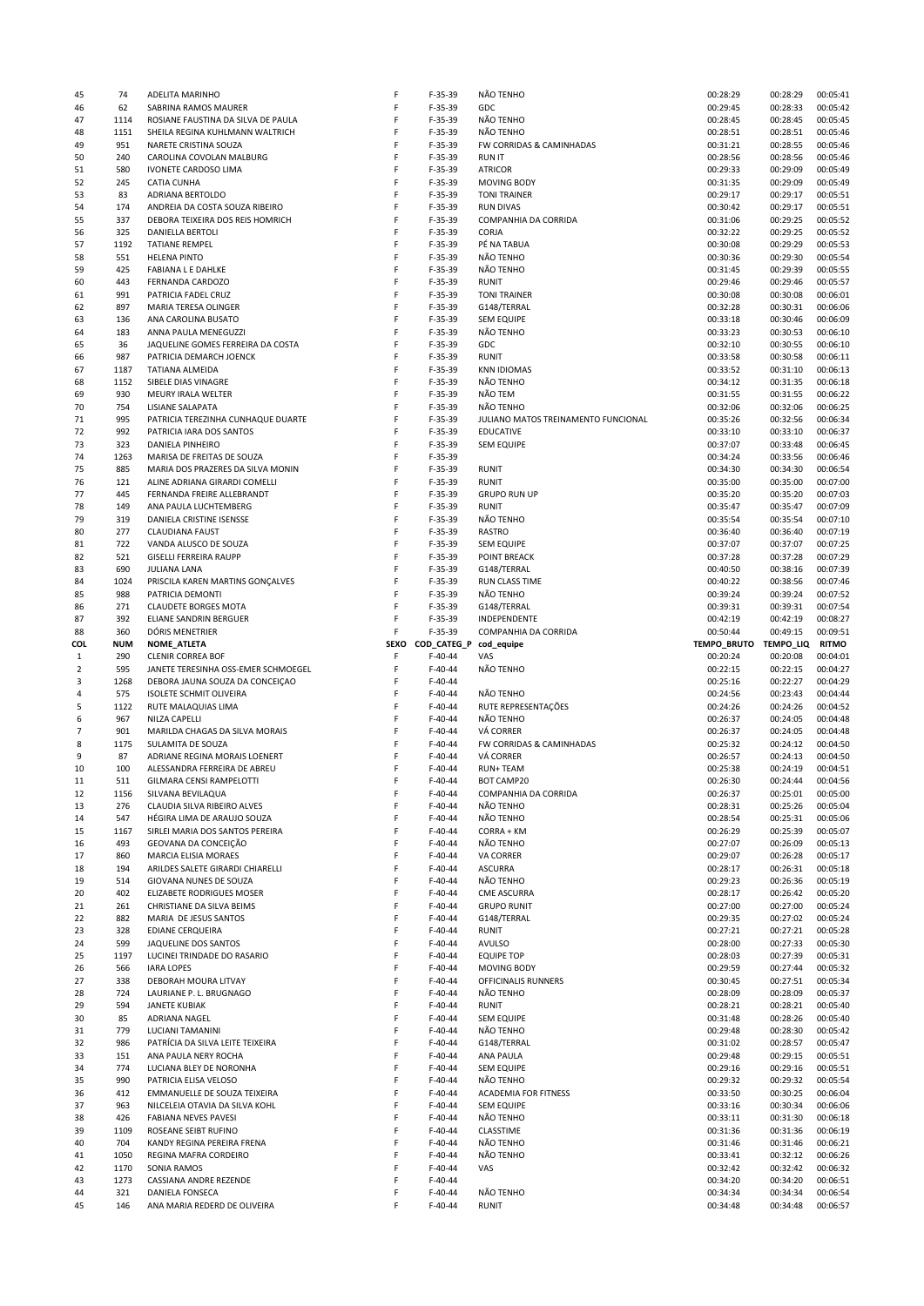| COL | NUM | NOME_ATLETA | SEXO | COD_CATEG_P | cod_equipe | TEMPO_BRUTO | TEMPO_LIQ | RITMO |
|---|---|---|---|---|---|---|---|---|
| 45 | 74 | ADELITA MARINHO | F | F-35-39 | NÃO TENHO | 00:28:29 | 00:28:29 | 00:05:41 |
| 46 | 62 | SABRINA RAMOS MAURER | F | F-35-39 | GDC | 00:29:45 | 00:28:33 | 00:05:42 |
| 47 | 1114 | ROSIANE FAUSTINA DA SILVA DE PAULA | F | F-35-39 | NÃO TENHO | 00:28:45 | 00:28:45 | 00:05:45 |
| 48 | 1151 | SHEILA REGINA KUHLMANN WALTRICH | F | F-35-39 | NÃO TENHO | 00:28:51 | 00:28:51 | 00:05:46 |
| 49 | 951 | NARETE CRISTINA SOUZA | F | F-35-39 | FW CORRIDAS & CAMINHADAS | 00:31:21 | 00:28:55 | 00:05:46 |
| 50 | 240 | CAROLINA COVOLAN MALBURG | F | F-35-39 | RUN IT | 00:28:56 | 00:28:56 | 00:05:46 |
| 51 | 580 | IVONETE CARDOSO LIMA | F | F-35-39 | ATRICOR | 00:29:33 | 00:29:09 | 00:05:49 |
| 52 | 245 | CATIA CUNHA | F | F-35-39 | MOVING BODY | 00:31:35 | 00:29:09 | 00:05:49 |
| 53 | 83 | ADRIANA BERTOLDO | F | F-35-39 | TONI TRAINER | 00:29:17 | 00:29:17 | 00:05:51 |
| 54 | 174 | ANDREIA DA COSTA SOUZA RIBEIRO | F | F-35-39 | RUN DIVAS | 00:30:42 | 00:29:17 | 00:05:51 |
| 55 | 337 | DEBORA TEIXEIRA DOS REIS HOMRICH | F | F-35-39 | COMPANHIA DA CORRIDA | 00:31:06 | 00:29:25 | 00:05:52 |
| 56 | 325 | DANIELLA BERTOLI | F | F-35-39 | CORJA | 00:32:22 | 00:29:25 | 00:05:52 |
| 57 | 1192 | TATIANE REMPEL | F | F-35-39 | PÉ NA TABUA | 00:30:08 | 00:29:29 | 00:05:53 |
| 58 | 551 | HELENA PINTO | F | F-35-39 | NÃO TENHO | 00:30:36 | 00:29:30 | 00:05:54 |
| 59 | 425 | FABIANA L E DAHLKE | F | F-35-39 | NÃO TENHO | 00:31:45 | 00:29:39 | 00:05:55 |
| 60 | 443 | FERNANDA CARDOZO | F | F-35-39 | RUNIT | 00:29:46 | 00:29:46 | 00:05:57 |
| 61 | 991 | PATRICIA FADEL CRUZ | F | F-35-39 | TONI TRAINER | 00:30:08 | 00:30:08 | 00:06:01 |
| 62 | 897 | MARIA TERESA OLINGER | F | F-35-39 | G148/TERRAL | 00:32:28 | 00:30:31 | 00:06:06 |
| 63 | 136 | ANA CAROLINA BUSATO | F | F-35-39 | SEM EQUIPE | 00:33:18 | 00:30:46 | 00:06:09 |
| 64 | 183 | ANNA PAULA MENEGUZZI | F | F-35-39 | NÃO TENHO | 00:33:23 | 00:30:53 | 00:06:10 |
| 65 | 36 | JAQUELINE GOMES FERREIRA DA COSTA | F | F-35-39 | GDC | 00:32:10 | 00:30:55 | 00:06:10 |
| 66 | 987 | PATRICIA DEMARCH JOENCK | F | F-35-39 | RUNIT | 00:33:58 | 00:30:58 | 00:06:11 |
| 67 | 1187 | TATIANA ALMEIDA | F | F-35-39 | KNN IDIOMAS | 00:33:52 | 00:31:10 | 00:06:13 |
| 68 | 1152 | SIBELE DIAS VINAGRE | F | F-35-39 | NÃO TENHO | 00:34:12 | 00:31:35 | 00:06:18 |
| 69 | 930 | MEURY IRALA WELTER | F | F-35-39 | NÃO TEM | 00:31:55 | 00:31:55 | 00:06:22 |
| 70 | 754 | LISIANE SALAPATA | F | F-35-39 | NÃO TENHO | 00:32:06 | 00:32:06 | 00:06:25 |
| 71 | 995 | PATRICIA TEREZINHA CUNHAQUE DUARTE | F | F-35-39 | JULIANO MATOS TREINAMENTO FUNCIONAL | 00:35:26 | 00:32:56 | 00:06:34 |
| 72 | 992 | PATRICIA IARA DOS SANTOS | F | F-35-39 | EDUCATIVE | 00:33:10 | 00:33:10 | 00:06:37 |
| 73 | 323 | DANIELA PINHEIRO | F | F-35-39 | SEM EQUIPE | 00:37:07 | 00:33:48 | 00:06:45 |
| 74 | 1263 | MARISA DE FREITAS DE SOUZA | F | F-35-39 | | 00:34:24 | 00:33:56 | 00:06:46 |
| 75 | 885 | MARIA DOS PRAZERES DA SILVA MONIN | F | F-35-39 | RUNIT | 00:34:30 | 00:34:30 | 00:06:54 |
| 76 | 121 | ALINE ADRIANA GIRARDI COMELLI | F | F-35-39 | RUNIT | 00:35:00 | 00:35:00 | 00:07:00 |
| 77 | 445 | FERNANDA FREIRE ALLEBRANDT | F | F-35-39 | GRUPO RUN UP | 00:35:20 | 00:35:20 | 00:07:03 |
| 78 | 149 | ANA PAULA LUCHTEMBERG | F | F-35-39 | RUNIT | 00:35:47 | 00:35:47 | 00:07:09 |
| 79 | 319 | DANIELA CRISTINE ISENSSE | F | F-35-39 | NÃO TENHO | 00:35:54 | 00:35:54 | 00:07:10 |
| 80 | 277 | CLAUDIANA FAUST | F | F-35-39 | RASTRO | 00:36:40 | 00:36:40 | 00:07:19 |
| 81 | 722 | VANDA ALUSCO DE SOUZA | F | F-35-39 | SEM EQUIPE | 00:37:07 | 00:37:07 | 00:07:25 |
| 82 | 521 | GISELLI FERREIRA RAUPP | F | F-35-39 | POINT BREACK | 00:37:28 | 00:37:28 | 00:07:29 |
| 83 | 690 | JULIANA LANA | F | F-35-39 | G148/TERRAL | 00:40:50 | 00:38:16 | 00:07:39 |
| 84 | 1024 | PRISCILA KAREN MARTINS GONÇALVES | F | F-35-39 | RUN CLASS TIME | 00:40:22 | 00:38:56 | 00:07:46 |
| 85 | 988 | PATRICIA DEMONTI | F | F-35-39 | NÃO TENHO | 00:39:24 | 00:39:24 | 00:07:52 |
| 86 | 271 | CLAUDETE BORGES MOTA | F | F-35-39 | G148/TERRAL | 00:39:31 | 00:39:31 | 00:07:54 |
| 87 | 392 | ELIANE SANDRIN BERGUER | F | F-35-39 | INDEPENDENTE | 00:42:19 | 00:42:19 | 00:08:27 |
| 88 | 360 | DÓRIS MENETRIER | F | F-35-39 | COMPANHIA DA CORRIDA | 00:50:44 | 00:49:15 | 00:09:51 |
| **COL** | **NUM** | **NOME_ATLETA** | **SEXO** | **COD_CATEG_P** | **cod_equipe** | **TEMPO_BRUTO** | **TEMPO_LIQ** | **RITMO** |
| 1 | 290 | CLENIR CORREA BOF | F | F-40-44 | VAS | 00:20:24 | 00:20:08 | 00:04:01 |
| 2 | 595 | JANETE TERESINHA OSS-EMER SCHMOEGEL | F | F-40-44 | NÃO TENHO | 00:22:15 | 00:22:15 | 00:04:27 |
| 3 | 1268 | DEBORA JAUNA SOUZA DA CONCEIÇAO | F | F-40-44 | | 00:25:16 | 00:22:27 | 00:04:29 |
| 4 | 575 | ISOLETE SCHMIT OLIVEIRA | F | F-40-44 | NÃO TENHO | 00:24:56 | 00:23:43 | 00:04:44 |
| 5 | 1122 | RUTE MALAQUIAS LIMA | F | F-40-44 | RUTE REPRESENTAÇÕES | 00:24:26 | 00:24:26 | 00:04:52 |
| 6 | 967 | NILZA CAPELLI | F | F-40-44 | NÃO TENHO | 00:26:37 | 00:24:05 | 00:04:48 |
| 7 | 901 | MARILDA CHAGAS DA SILVA MORAIS | F | F-40-44 | VÁ CORRER | 00:26:37 | 00:24:05 | 00:04:48 |
| 8 | 1175 | SULAMITA DE SOUZA | F | F-40-44 | FW CORRIDAS & CAMINHADAS | 00:25:32 | 00:24:12 | 00:04:50 |
| 9 | 87 | ADRIANE REGINA MORAIS LOENERT | F | F-40-44 | VÁ CORRER | 00:26:57 | 00:24:13 | 00:04:50 |
| 10 | 100 | ALESSANDRA FERREIRA DE ABREU | F | F-40-44 | RUN+ TEAM | 00:25:38 | 00:24:19 | 00:04:51 |
| 11 | 511 | GILMARA CENSI RAMPELOTTI | F | F-40-44 | BOT CAMP20 | 00:26:30 | 00:24:44 | 00:04:56 |
| 12 | 1156 | SILVANA BEVILAQUA | F | F-40-44 | COMPANHIA DA CORRIDA | 00:26:37 | 00:25:01 | 00:05:00 |
| 13 | 276 | CLAUDIA SILVA RIBEIRO ALVES | F | F-40-44 | NÃO TENHO | 00:28:31 | 00:25:26 | 00:05:04 |
| 14 | 547 | HÉGIRA LIMA DE ARAUJO SOUZA | F | F-40-44 | NÃO TENHO | 00:28:54 | 00:25:31 | 00:05:06 |
| 15 | 1167 | SIRLEI MARIA DOS SANTOS PEREIRA | F | F-40-44 | CORRA + KM | 00:26:29 | 00:25:39 | 00:05:07 |
| 16 | 493 | GEOVANA DA CONCEIÇÃO | F | F-40-44 | NÃO TENHO | 00:27:07 | 00:26:09 | 00:05:13 |
| 17 | 860 | MARCIA ELISIA MORAES | F | F-40-44 | VA CORRER | 00:29:07 | 00:26:28 | 00:05:17 |
| 18 | 194 | ARILDES SALETE GIRARDI CHIARELLI | F | F-40-44 | ASCURRA | 00:28:17 | 00:26:31 | 00:05:18 |
| 19 | 514 | GIOVANA NUNES DE SOUZA | F | F-40-44 | NÃO TENHO | 00:29:23 | 00:26:36 | 00:05:19 |
| 20 | 402 | ELIZABETE RODRIGUES MOSER | F | F-40-44 | CME ASCURRA | 00:28:17 | 00:26:42 | 00:05:20 |
| 21 | 261 | CHRISTIANE DA SILVA BEIMS | F | F-40-44 | GRUPO RUNIT | 00:27:00 | 00:27:00 | 00:05:24 |
| 22 | 882 | MARIA DE JESUS SANTOS | F | F-40-44 | G148/TERRAL | 00:29:35 | 00:27:02 | 00:05:24 |
| 23 | 328 | EDIANE CERQUEIRA | F | F-40-44 | RUNIT | 00:27:21 | 00:27:21 | 00:05:28 |
| 24 | 599 | JAQUELINE DOS SANTOS | F | F-40-44 | AVULSO | 00:28:00 | 00:27:33 | 00:05:30 |
| 25 | 1197 | LUCINEI TRINDADE DO RASARIO | F | F-40-44 | EQUIPE TOP | 00:28:03 | 00:27:39 | 00:05:31 |
| 26 | 566 | IARA LOPES | F | F-40-44 | MOVING BODY | 00:29:59 | 00:27:44 | 00:05:32 |
| 27 | 338 | DEBORAH MOURA LITVAY | F | F-40-44 | OFFICINALIS RUNNERS | 00:30:45 | 00:27:51 | 00:05:34 |
| 28 | 724 | LAURIANE P. L. BRUGNAGO | F | F-40-44 | NÃO TENHO | 00:28:09 | 00:28:09 | 00:05:37 |
| 29 | 594 | JANETE KUBIAK | F | F-40-44 | RUNIT | 00:28:21 | 00:28:21 | 00:05:40 |
| 30 | 85 | ADRIANA NAGEL | F | F-40-44 | SEM EQUIPE | 00:31:48 | 00:28:26 | 00:05:40 |
| 31 | 779 | LUCIANI TAMANINI | F | F-40-44 | NÃO TENHO | 00:29:48 | 00:28:30 | 00:05:42 |
| 32 | 986 | PATRÍCIA DA SILVA LEITE TEIXEIRA | F | F-40-44 | G148/TERRAL | 00:31:02 | 00:28:57 | 00:05:47 |
| 33 | 151 | ANA PAULA NERY ROCHA | F | F-40-44 | ANA PAULA | 00:29:48 | 00:29:15 | 00:05:51 |
| 34 | 774 | LUCIANA BLEY DE NORONHA | F | F-40-44 | SEM EQUIPE | 00:29:16 | 00:29:16 | 00:05:51 |
| 35 | 990 | PATRICIA ELISA VELOSO | F | F-40-44 | NÃO TENHO | 00:29:32 | 00:29:32 | 00:05:54 |
| 36 | 412 | EMMANUELLE DE SOUZA TEIXEIRA | F | F-40-44 | ACADEMIA FOR FITNESS | 00:33:50 | 00:30:25 | 00:06:04 |
| 37 | 963 | NILCELEIA OTAVIA DA SILVA KOHL | F | F-40-44 | SEM EQUIPE | 00:33:16 | 00:30:34 | 00:06:06 |
| 38 | 426 | FABIANA NEVES PAVESI | F | F-40-44 | NÃO TENHO | 00:33:11 | 00:31:30 | 00:06:18 |
| 39 | 1109 | ROSEANE SEIBT RUFINO | F | F-40-44 | CLASSTIME | 00:31:36 | 00:31:36 | 00:06:19 |
| 40 | 704 | KANDY REGINA PEREIRA FRENA | F | F-40-44 | NÃO TENHO | 00:31:46 | 00:31:46 | 00:06:21 |
| 41 | 1050 | REGINA MAFRA CORDEIRO | F | F-40-44 | NÃO TENHO | 00:33:41 | 00:32:12 | 00:06:26 |
| 42 | 1170 | SONIA RAMOS | F | F-40-44 | VAS | 00:32:42 | 00:32:42 | 00:06:32 |
| 43 | 1273 | CASSIANA ANDRE REZENDE | F | F-40-44 | | 00:34:20 | 00:34:20 | 00:06:51 |
| 44 | 321 | DANIELA FONSECA | F | F-40-44 | NÃO TENHO | 00:34:34 | 00:34:34 | 00:06:54 |
| 45 | 146 | ANA MARIA REDERD DE OLIVEIRA | F | F-40-44 | RUNIT | 00:34:48 | 00:34:48 | 00:06:57 |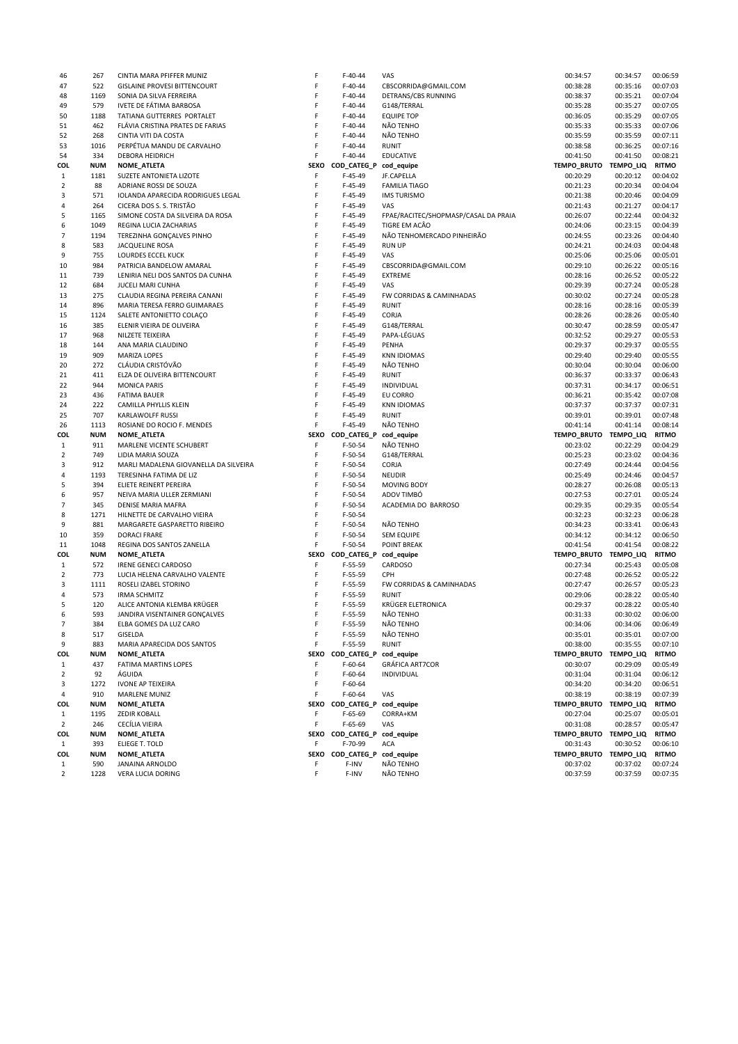| | | | | | | | | |
|---|---|---|---|---|---|---|---|---|
| 46 | 267 | CINTIA MARA PFIFFER MUNIZ | F | F-40-44 | VAS | 00:34:57 | 00:34:57 | 00:06:59 |
| 47 | 522 | GISLAINE PROVESI BITTENCOURT | F | F-40-44 | CBSCORRIDA@GMAIL.COM | 00:38:28 | 00:35:16 | 00:07:03 |
| 48 | 1169 | SONIA DA SILVA FERREIRA | F | F-40-44 | DETRANS/CBS RUNNING | 00:38:37 | 00:35:21 | 00:07:04 |
| 49 | 579 | IVETE DE FÁTIMA BARBOSA | F | F-40-44 | G148/TERRAL | 00:35:28 | 00:35:27 | 00:07:05 |
| 50 | 1188 | TATIANA GUTTERRES PORTALET | F | F-40-44 | EQUIPE TOP | 00:36:05 | 00:35:29 | 00:07:05 |
| 51 | 462 | FLÁVIA CRISTINA PRATES DE FARIAS | F | F-40-44 | NÃO TENHO | 00:35:33 | 00:35:33 | 00:07:06 |
| 52 | 268 | CINTIA VITI DA COSTA | F | F-40-44 | NÃO TENHO | 00:35:59 | 00:35:59 | 00:07:11 |
| 53 | 1016 | PERPÉTUA MANDU DE CARVALHO | F | F-40-44 | RUNIT | 00:38:58 | 00:36:25 | 00:07:16 |
| 54 | 334 | DEBORA HEIDRICH | F | F-40-44 | EDUCATIVE | 00:41:50 | 00:41:50 | 00:08:21 |
| **COL** | **NUM** | **NOME_ATLETA** | **SEXO** | **COD_CATEG_P** | **cod_equipe** | **TEMPO_BRUTO** | **TEMPO_LIQ** | **RITMO** |
| 1 | 1181 | SUZETE ANTONIETA LIZOTE | F | F-45-49 | JF.CAPELLA | 00:20:29 | 00:20:12 | 00:04:02 |
| 2 | 88 | ADRIANE ROSSI DE SOUZA | F | F-45-49 | FAMILIA TIAGO | 00:21:23 | 00:20:34 | 00:04:04 |
| 3 | 571 | IOLANDA APARECIDA RODRIGUES LEGAL | F | F-45-49 | IMS TURISMO | 00:21:38 | 00:20:46 | 00:04:09 |
| 4 | 264 | CICERA DOS S. S. TRISTÃO | F | F-45-49 | VAS | 00:21:43 | 00:21:27 | 00:04:17 |
| 5 | 1165 | SIMONE COSTA DA SILVEIRA DA ROSA | F | F-45-49 | FPAE/RACITEC/SHOPMASP/CASAL DA PRAIA | 00:26:07 | 00:22:44 | 00:04:32 |
| 6 | 1049 | REGINA LUCIA ZACHARIAS | F | F-45-49 | TIGRE EM ACÃO | 00:24:06 | 00:23:15 | 00:04:39 |
| 7 | 1194 | TEREZINHA GONÇALVES PINHO | F | F-45-49 | NÃO TENHOMERCADO PINHEIRÃO | 00:24:55 | 00:23:26 | 00:04:40 |
| 8 | 583 | JACQUELINE ROSA | F | F-45-49 | RUN UP | 00:24:21 | 00:24:03 | 00:04:48 |
| 9 | 755 | LOURDES ECCEL KUCK | F | F-45-49 | VAS | 00:25:06 | 00:25:06 | 00:05:01 |
| 10 | 984 | PATRICIA BANDELOW AMARAL | F | F-45-49 | CBSCORRIDA@GMAIL.COM | 00:29:10 | 00:26:22 | 00:05:16 |
| 11 | 739 | LENIRIA NELI DOS SANTOS DA CUNHA | F | F-45-49 | EXTREME | 00:28:16 | 00:26:52 | 00:05:22 |
| 12 | 684 | JUCELI MARI CUNHA | F | F-45-49 | VAS | 00:29:39 | 00:27:24 | 00:05:28 |
| 13 | 275 | CLAUDIA REGINA PEREIRA CANANI | F | F-45-49 | FW CORRIDAS & CAMINHADAS | 00:30:02 | 00:27:24 | 00:05:28 |
| 14 | 896 | MARIA TERESA FERRO GUIMARAES | F | F-45-49 | RUNIT | 00:28:16 | 00:28:16 | 00:05:39 |
| 15 | 1124 | SALETE ANTONIETTO COLAÇO | F | F-45-49 | CORJA | 00:28:26 | 00:28:26 | 00:05:40 |
| 16 | 385 | ELENIR VIEIRA DE OLIVEIRA | F | F-45-49 | G148/TERRAL | 00:30:47 | 00:28:59 | 00:05:47 |
| 17 | 968 | NILZETE TEIXEIRA | F | F-45-49 | PAPA-LÉGUAS | 00:32:52 | 00:29:27 | 00:05:53 |
| 18 | 144 | ANA MARIA CLAUDINO | F | F-45-49 | PENHA | 00:29:37 | 00:29:37 | 00:05:55 |
| 19 | 909 | MARIZA LOPES | F | F-45-49 | KNN IDIOMAS | 00:29:40 | 00:29:40 | 00:05:55 |
| 20 | 272 | CLÁUDIA CRISTÓVÃO | F | F-45-49 | NÃO TENHO | 00:30:04 | 00:30:04 | 00:06:00 |
| 21 | 411 | ELZA DE OLIVEIRA BITTENCOURT | F | F-45-49 | RUNIT | 00:36:37 | 00:33:37 | 00:06:43 |
| 22 | 944 | MONICA PARIS | F | F-45-49 | INDIVIDUAL | 00:37:31 | 00:34:17 | 00:06:51 |
| 23 | 436 | FATIMA BAUER | F | F-45-49 | EU CORRO | 00:36:21 | 00:35:42 | 00:07:08 |
| 24 | 222 | CAMILLA PHYLLIS KLEIN | F | F-45-49 | KNN IDIOMAS | 00:37:37 | 00:37:37 | 00:07:31 |
| 25 | 707 | KARLAWOLFF RUSSI | F | F-45-49 | RUNIT | 00:39:01 | 00:39:01 | 00:07:48 |
| 26 | 1113 | ROSIANE DO ROCIO F. MENDES | F | F-45-49 | NÃO TENHO | 00:41:14 | 00:41:14 | 00:08:14 |
| **COL** | **NUM** | **NOME_ATLETA** | **SEXO** | **COD_CATEG_P** | **cod_equipe** | **TEMPO_BRUTO** | **TEMPO_LIQ** | **RITMO** |
| 1 | 911 | MARLENE VICENTE SCHUBERT | F | F-50-54 | NÃO TENHO | 00:23:02 | 00:22:29 | 00:04:29 |
| 2 | 749 | LIDIA MARIA SOUZA | F | F-50-54 | G148/TERRAL | 00:25:23 | 00:23:02 | 00:04:36 |
| 3 | 912 | MARLI MADALENA GIOVANELLA DA SILVEIRA | F | F-50-54 | CORJA | 00:27:49 | 00:24:44 | 00:04:56 |
| 4 | 1193 | TERESINHA FATIMA DE LIZ | F | F-50-54 | NEUDIR | 00:25:49 | 00:24:46 | 00:04:57 |
| 5 | 394 | ELIETE REINERT PEREIRA | F | F-50-54 | MOVING BODY | 00:28:27 | 00:26:08 | 00:05:13 |
| 6 | 957 | NEIVA MARIA ULLER ZERMIANI | F | F-50-54 | ADOV TIMBÓ | 00:27:53 | 00:27:01 | 00:05:24 |
| 7 | 345 | DENISE MARIA MAFRA | F | F-50-54 | ACADEMIA DO BARROSO | 00:29:35 | 00:29:35 | 00:05:54 |
| 8 | 1271 | HILNETTE DE CARVALHO VIEIRA | F | F-50-54 | | 00:32:23 | 00:32:23 | 00:06:28 |
| 9 | 881 | MARGARETE GASPARETTO RIBEIRO | F | F-50-54 | NÃO TENHO | 00:34:23 | 00:33:41 | 00:06:43 |
| 10 | 359 | DORACI FRARE | F | F-50-54 | SEM EQUIPE | 00:34:12 | 00:34:12 | 00:06:50 |
| 11 | 1048 | REGINA DOS SANTOS ZANELLA | F | F-50-54 | POINT BREAK | 00:41:54 | 00:41:54 | 00:08:22 |
| **COL** | **NUM** | **NOME_ATLETA** | **SEXO** | **COD_CATEG_P** | **cod_equipe** | **TEMPO_BRUTO** | **TEMPO_LIQ** | **RITMO** |
| 1 | 572 | IRENE GENECI CARDOSO | F | F-55-59 | CARDOSO | 00:27:34 | 00:25:43 | 00:05:08 |
| 2 | 773 | LUCIA HELENA CARVALHO VALENTE | F | F-55-59 | CPH | 00:27:48 | 00:26:52 | 00:05:22 |
| 3 | 1111 | ROSELI IZABEL STORINO | F | F-55-59 | FW CORRIDAS & CAMINHADAS | 00:27:47 | 00:26:57 | 00:05:23 |
| 4 | 573 | IRMA SCHMITZ | F | F-55-59 | RUNIT | 00:29:06 | 00:28:22 | 00:05:40 |
| 5 | 120 | ALICE ANTONIA KLEMBA KRÜGER | F | F-55-59 | KRÜGER ELETRONICA | 00:29:37 | 00:28:22 | 00:05:40 |
| 6 | 593 | JANDIRA VISENTAINER GONÇALVES | F | F-55-59 | NÃO TENHO | 00:31:33 | 00:30:02 | 00:06:00 |
| 7 | 384 | ELBA GOMES DA LUZ CARO | F | F-55-59 | NÃO TENHO | 00:34:06 | 00:34:06 | 00:06:49 |
| 8 | 517 | GISELDA | F | F-55-59 | NÃO TENHO | 00:35:01 | 00:35:01 | 00:07:00 |
| 9 | 883 | MARIA APARECIDA DOS SANTOS | F | F-55-59 | RUNIT | 00:38:00 | 00:35:55 | 00:07:10 |
| **COL** | **NUM** | **NOME_ATLETA** | **SEXO** | **COD_CATEG_P** | **cod_equipe** | **TEMPO_BRUTO** | **TEMPO_LIQ** | **RITMO** |
| 1 | 437 | FATIMA MARTINS LOPES | F | F-60-64 | GRÁFICA ART7COR | 00:30:07 | 00:29:09 | 00:05:49 |
| 2 | 92 | ÁGUIDA | F | F-60-64 | INDIVIDUAL | 00:31:04 | 00:31:04 | 00:06:12 |
| 3 | 1272 | IVONE AP TEIXEIRA | F | F-60-64 | | 00:34:20 | 00:34:20 | 00:06:51 |
| 4 | 910 | MARLENE MUNIZ | F | F-60-64 | VAS | 00:38:19 | 00:38:19 | 00:07:39 |
| **COL** | **NUM** | **NOME_ATLETA** | **SEXO** | **COD_CATEG_P** | **cod_equipe** | **TEMPO_BRUTO** | **TEMPO_LIQ** | **RITMO** |
| 1 | 1195 | ZEDIR KOBALL | F | F-65-69 | CORRA+KM | 00:27:04 | 00:25:07 | 00:05:01 |
| 2 | 246 | CECÍLIA VIEIRA | F | F-65-69 | VAS | 00:31:08 | 00:28:57 | 00:05:47 |
| **COL** | **NUM** | **NOME_ATLETA** | **SEXO** | **COD_CATEG_P** | **cod_equipe** | **TEMPO_BRUTO** | **TEMPO_LIQ** | **RITMO** |
| 1 | 393 | ELIEGE T. TOLD | F | F-70-99 | ACA | 00:31:43 | 00:30:52 | 00:06:10 |
| **COL** | **NUM** | **NOME_ATLETA** | **SEXO** | **COD_CATEG_P** | **cod_equipe** | **TEMPO_BRUTO** | **TEMPO_LIQ** | **RITMO** |
| 1 | 590 | JANAINA ARNOLDO | F | F-INV | NÃO TENHO | 00:37:02 | 00:37:02 | 00:07:24 |
| 2 | 1228 | VERA LUCIA DORING | F | F-INV | NÃO TENHO | 00:37:59 | 00:37:59 | 00:07:35 |